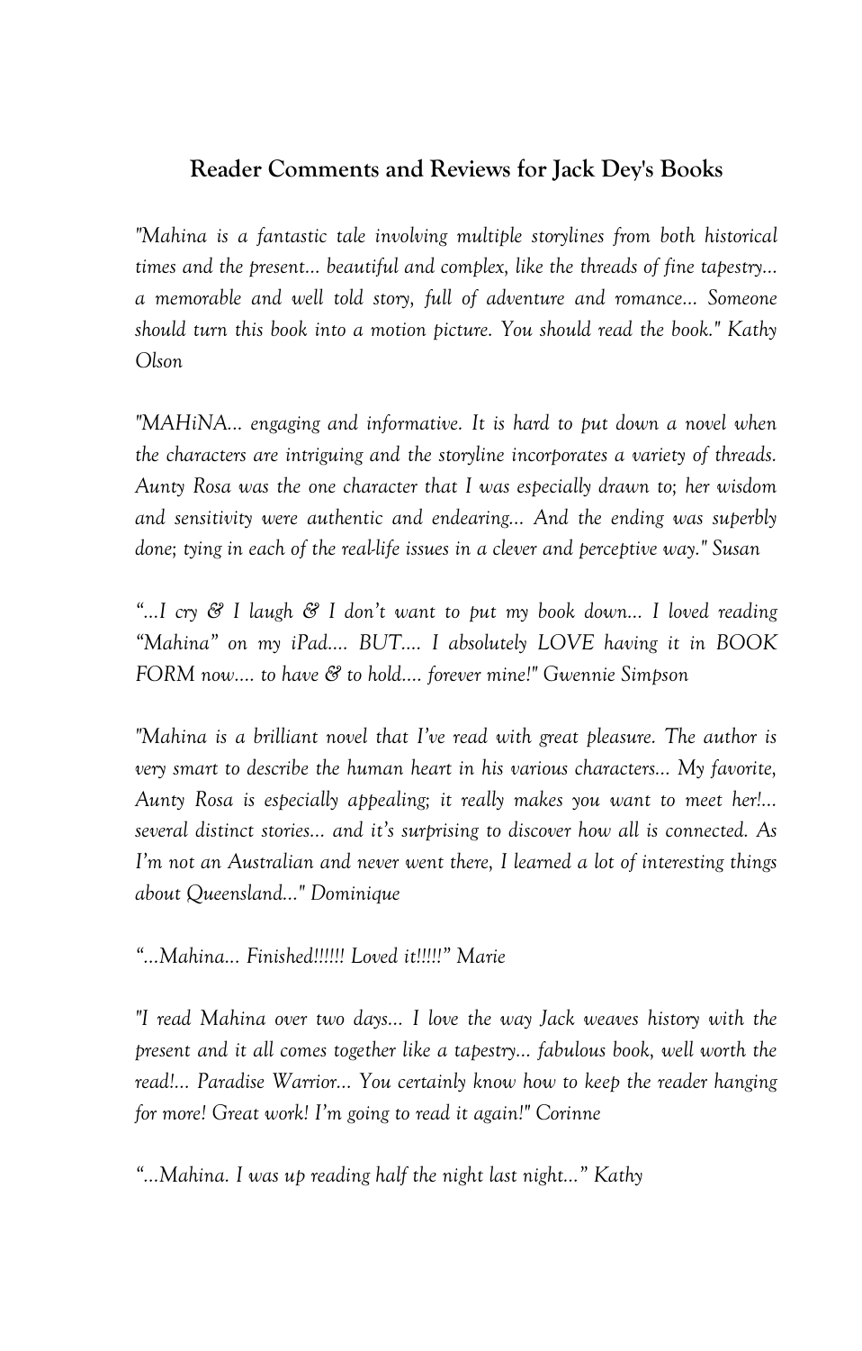## Reader Comments and Reviews for Jack Dey's Books

*"Mahina is a fantastic tale involving multiple storylines from both historical times and the present… beautiful and complex, like the threads of fine tapestry… a memorable and well told story, full of adventure and romance… Someone should turn this book into a motion picture. You should read the book." Kathy Olson*

*"MAHiNA… engaging and informative. It is hard to put down a novel when the characters are intriguing and the storyline incorporates a variety of threads. Aunty Rosa was the one character that I was especially drawn to; her wisdom and sensitivity were authentic and endearing… And the ending was superbly done; tying in each of the real-life issues in a clever and perceptive way." Susan*

*"…I cry & I laugh & I don't want to put my book down… I loved reading "Mahina" on my iPad…. BUT…. I absolutely LOVE having it in BOOK FORM now…. to have & to hold…. forever mine!" Gwennie Simpson*

*"Mahina is a brilliant novel that I've read with great pleasure. The author is very smart to describe the human heart in his various characters… My favorite, Aunty Rosa is especially appealing; it really makes you want to meet her!… several distinct stories… and it's surprising to discover how all is connected. As I'm not an Australian and never went there, I learned a lot of interesting things about Queensland…" Dominique*

*"…Mahina… Finished!!!!!! Loved it!!!!!" Marie*

*"I read Mahina over two days… I love the way Jack weaves history with the present and it all comes together like a tapestry… fabulous book, well worth the read!… Paradise Warrior… You certainly know how to keep the reader hanging for more! Great work! I'm going to read it again!" Corinne*

*"…Mahina. I was up reading half the night last night…" Kathy*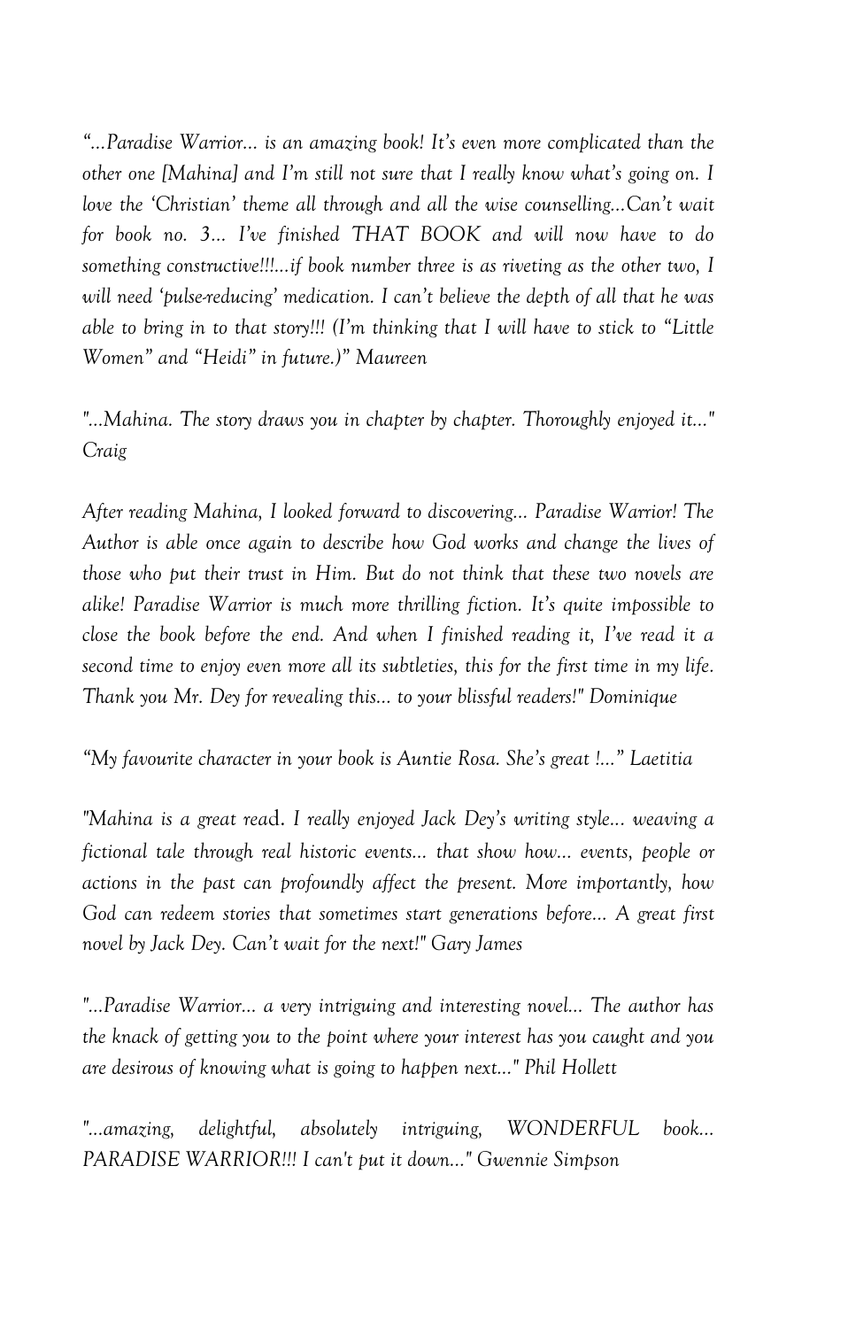*"...Paradise Warrior... is an amazing book! It's even more complicated than the other one [Mahina] and I'm still not sure that I really know what's going on. I love the 'Christian' theme all through and all the wise counselling...Can't wait for book no. 3... I've finished THAT BOOK and will now have to do something constructive!!!...if book number three is as riveting as the other two, I will need 'pulse-reducing' medication. I can't believe the depth of all that he was able to bring in to that story!!! (I'm thinking that I will have to stick to "Little Women" and "Heidi" in future.)" Maureen*

*"...Mahina. The story draws you in chapter by chapter. Thoroughly enjoyed it..." Craig*

*After reading Mahina, I looked forward to discovering... Paradise Warrior! The Author is able once again to describe how God works and change the lives of those who put their trust in Him. But do not think that these two novels are alike! Paradise Warrior is much more thrilling fiction. It's quite impossible to close the book before the end. And when I finished reading it, I've read it a second time to enjoy even more all its subtleties, this for the first time in my life. Thank you Mr. Dey for revealing this... to your blissful readers!" Dominique*

*"My favourite character in your book is Auntie Rosa. She's great !..." Laetitia*

*"Mahina is a great read. I really enjoyed Jack Dey's writing style... weaving a fictional tale through real historic events... that show how... events, people or actions in the past can profoundly affect the present. More importantly, how God can redeem stories that sometimes start generations before... A great first novel by Jack Dey. Can't wait for the next!" Gary James*

*"...Paradise Warrior... a very intriguing and interesting novel... The author has the knack of getting you to the point where your interest has you caught and you are desirous of knowing what is going to happen next..." Phil Hollett*

*"...amazing, delightful, absolutely intriguing, WONDERFUL book... PARADISE WARRIOR!!! I can't put it down..." Gwennie Simpson*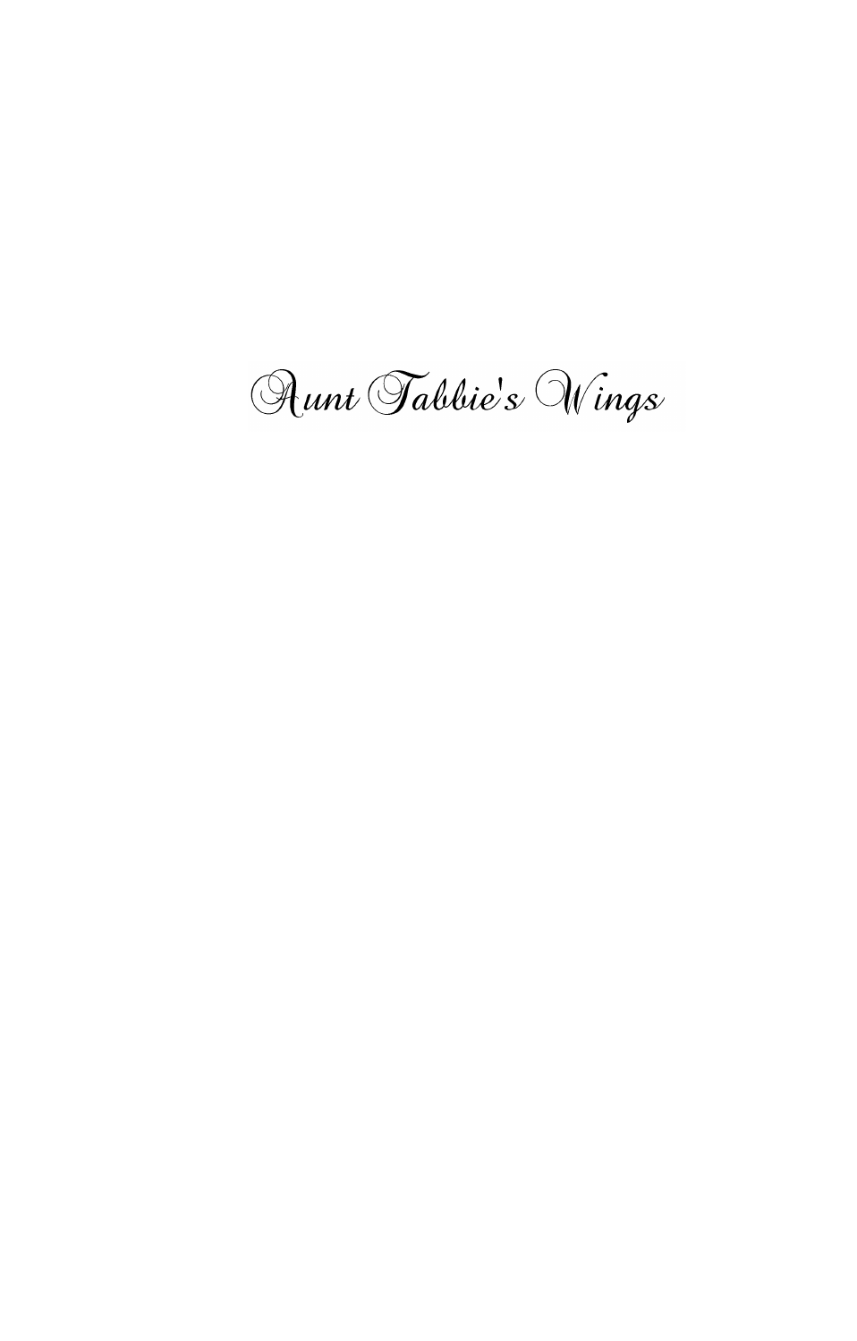# Aunt Tabbie's Wings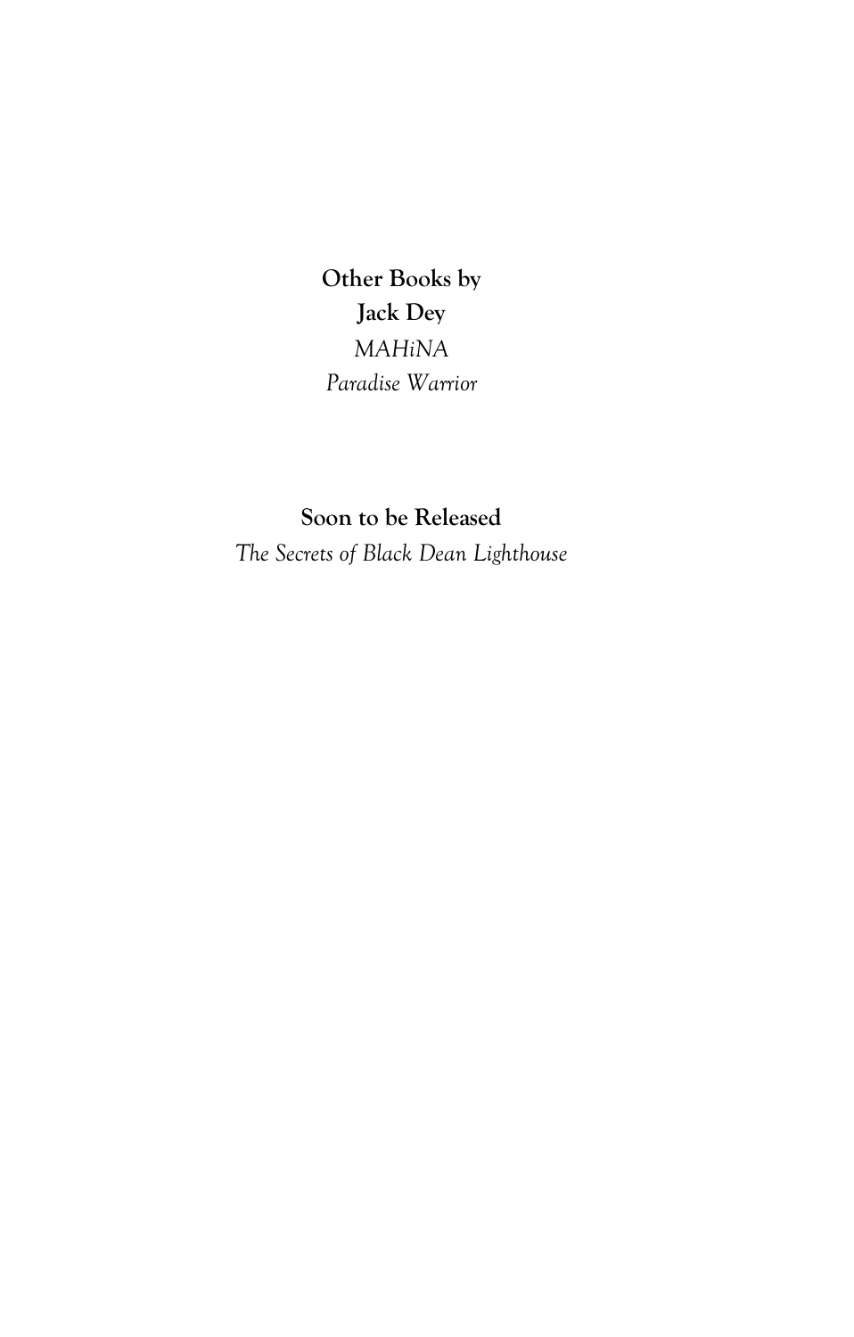**Other Books by**
**Jack Dey**

*MAHiNA*

*Paradise Warrior*

**Soon to be Released**

*The Secrets of Black Dean Lighthouse*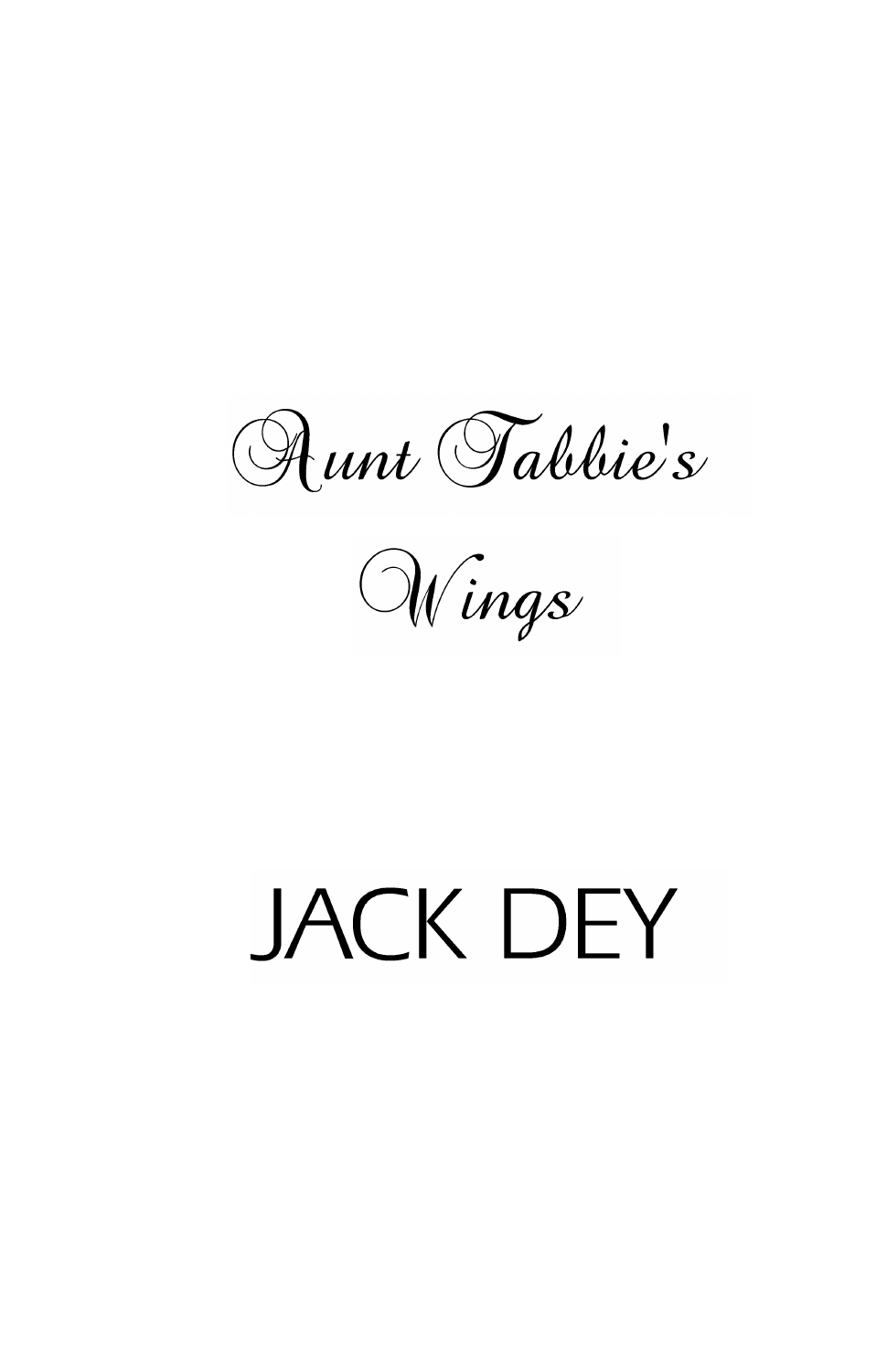# Aunt Tabbie's Wings

## JACK DEY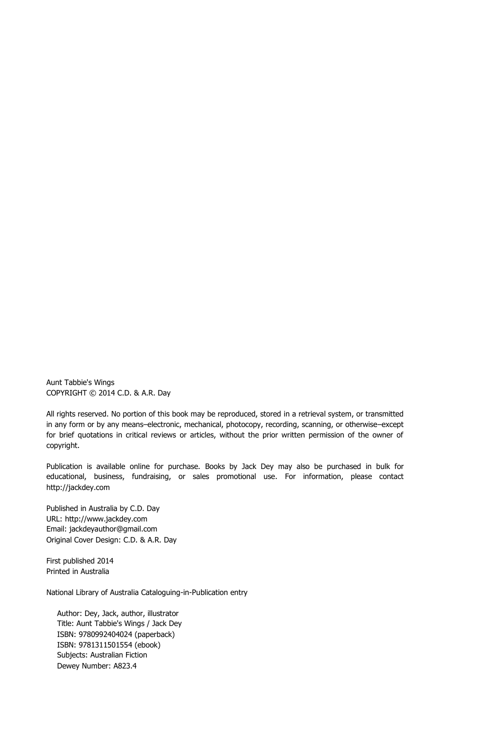Aunt Tabbie's Wings
COPYRIGHT © 2014 C.D. & A.R. Day

All rights reserved. No portion of this book may be reproduced, stored in a retrieval system, or transmitted in any form or by any means–electronic, mechanical, photocopy, recording, scanning, or otherwise–except for brief quotations in critical reviews or articles, without the prior written permission of the owner of copyright.

Publication is available online for purchase. Books by Jack Dey may also be purchased in bulk for educational, business, fundraising, or sales promotional use. For information, please contact http://jackdey.com

Published in Australia by C.D. Day
URL: http://www.jackdey.com
Email: jackdeyauthor@gmail.com
Original Cover Design: C.D. & A.R. Day

First published 2014
Printed in Australia

National Library of Australia Cataloguing-in-Publication entry

Author: Dey, Jack, author, illustrator
Title: Aunt Tabbie's Wings / Jack Dey
ISBN: 9780992404024 (paperback)
ISBN: 9781311501554 (ebook)
Subjects: Australian Fiction
Dewey Number: A823.4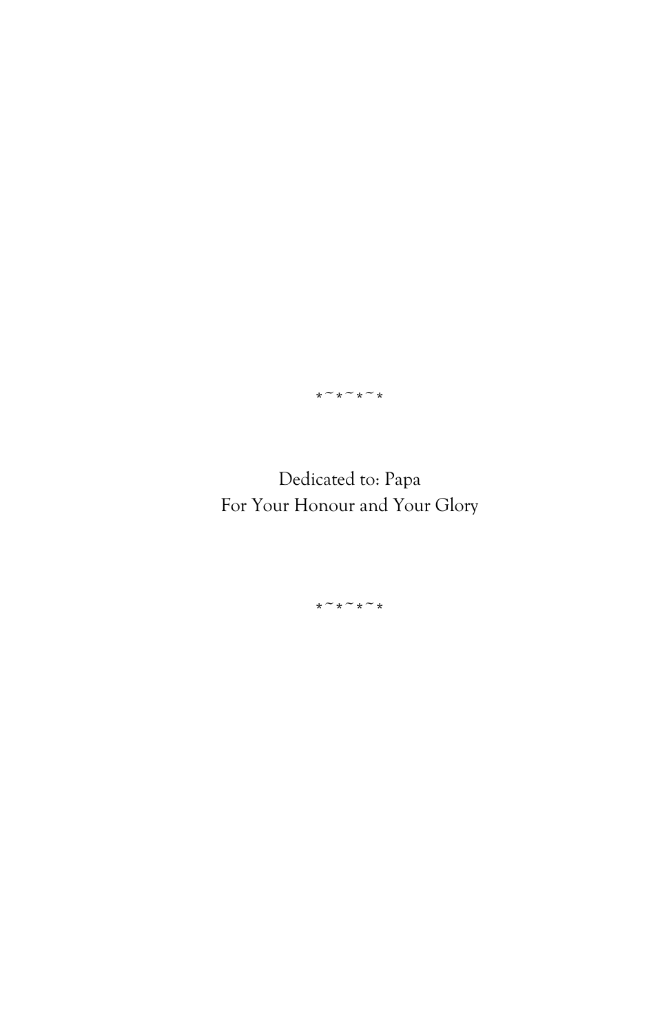*~*~*~*

Dedicated to: Papa
For Your Honour and Your Glory

*~*~*~*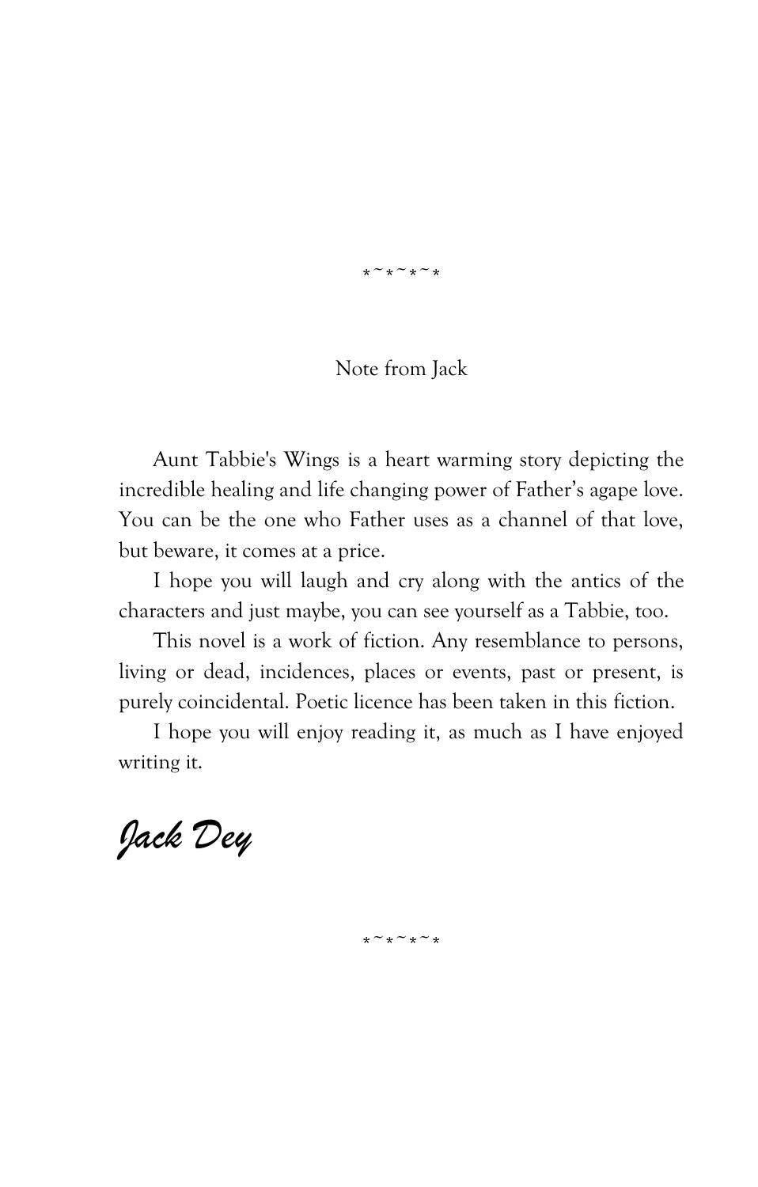\*~\*~\*~\*

## Note from Jack

Aunt Tabbie's Wings is a heart warming story depicting the incredible healing and life changing power of Father's agape love. You can be the one who Father uses as a channel of that love, but beware, it comes at a price.

I hope you will laugh and cry along with the antics of the characters and just maybe, you can see yourself as a Tabbie, too.

This novel is a work of fiction. Any resemblance to persons, living or dead, incidences, places or events, past or present, is purely coincidental. Poetic licence has been taken in this fiction.

I hope you will enjoy reading it, as much as I have enjoyed writing it.

*Jack Dey*

\*~\*~\*~\*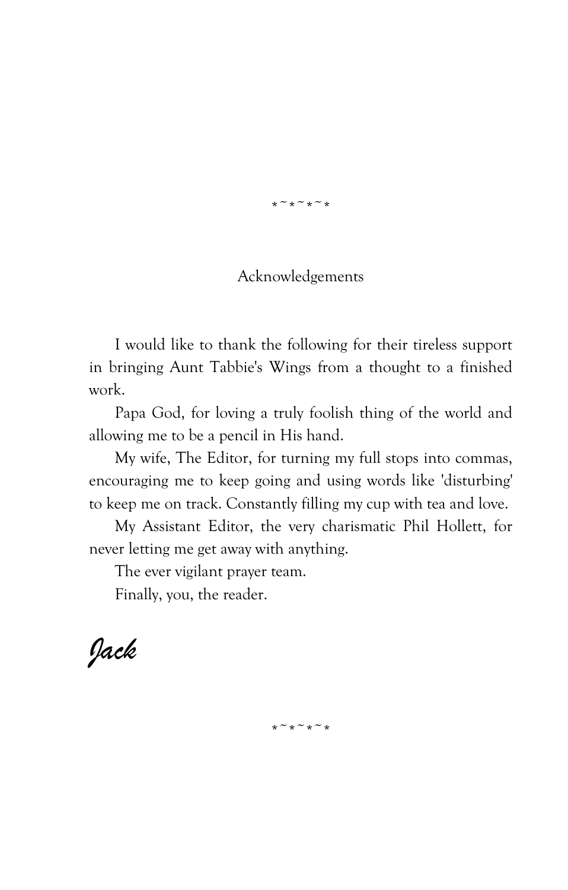*~*~*~*

# Acknowledgements

I would like to thank the following for their tireless support in bringing Aunt Tabbie's Wings from a thought to a finished work.

Papa God, for loving a truly foolish thing of the world and allowing me to be a pencil in His hand.

My wife, The Editor, for turning my full stops into commas, encouraging me to keep going and using words like 'disturbing' to keep me on track. Constantly filling my cup with tea and love.

My Assistant Editor, the very charismatic Phil Hollett, for never letting me get away with anything.

The ever vigilant prayer team.

Finally, you, the reader.

*Jack*

*~*~*~*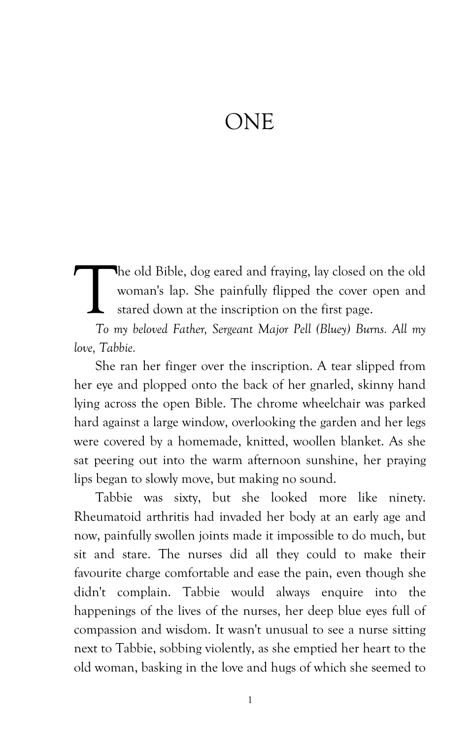# ONE

The old Bible, dog eared and fraying, lay closed on the old woman's lap. She painfully flipped the cover open and stared down at the inscription on the first page.

*To my beloved Father, Sergeant Major Pell (Bluey) Burns. All my love, Tabbie.*

She ran her finger over the inscription. A tear slipped from her eye and plopped onto the back of her gnarled, skinny hand lying across the open Bible. The chrome wheelchair was parked hard against a large window, overlooking the garden and her legs were covered by a homemade, knitted, woollen blanket. As she sat peering out into the warm afternoon sunshine, her praying lips began to slowly move, but making no sound.

Tabbie was sixty, but she looked more like ninety. Rheumatoid arthritis had invaded her body at an early age and now, painfully swollen joints made it impossible to do much, but sit and stare. The nurses did all they could to make their favourite charge comfortable and ease the pain, even though she didn't complain. Tabbie would always enquire into the happenings of the lives of the nurses, her deep blue eyes full of compassion and wisdom. It wasn't unusual to see a nurse sitting next to Tabbie, sobbing violently, as she emptied her heart to the old woman, basking in the love and hugs of which she seemed to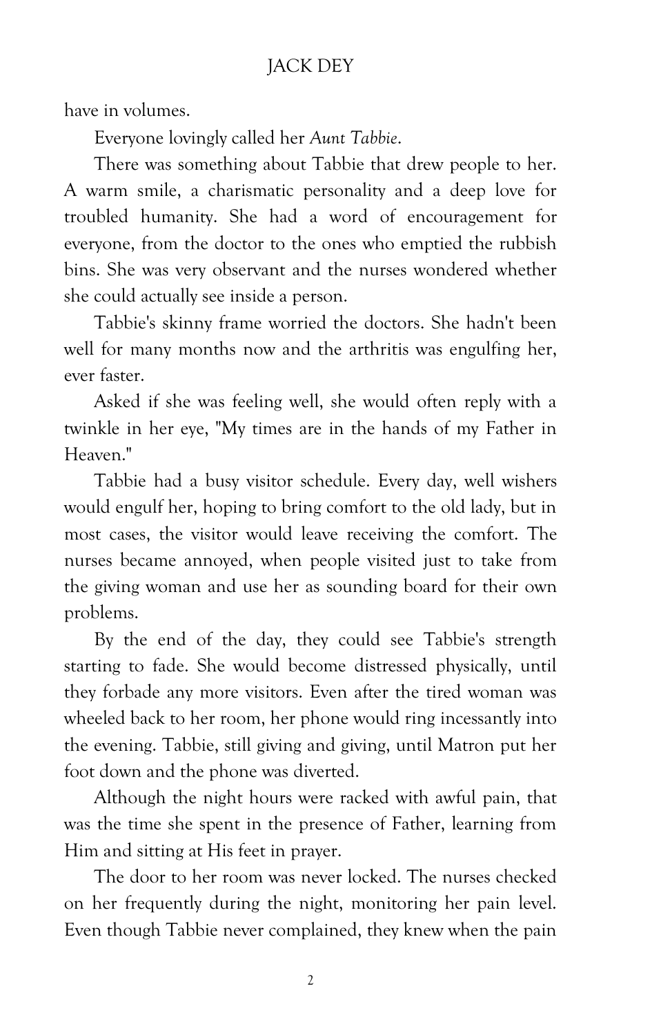have in volumes.

Everyone lovingly called her *Aunt Tabbie*.

There was something about Tabbie that drew people to her. A warm smile, a charismatic personality and a deep love for troubled humanity. She had a word of encouragement for everyone, from the doctor to the ones who emptied the rubbish bins. She was very observant and the nurses wondered whether she could actually see inside a person.

Tabbie's skinny frame worried the doctors. She hadn't been well for many months now and the arthritis was engulfing her, ever faster.

Asked if she was feeling well, she would often reply with a twinkle in her eye, "My times are in the hands of my Father in Heaven."

Tabbie had a busy visitor schedule. Every day, well wishers would engulf her, hoping to bring comfort to the old lady, but in most cases, the visitor would leave receiving the comfort. The nurses became annoyed, when people visited just to take from the giving woman and use her as sounding board for their own problems.

By the end of the day, they could see Tabbie's strength starting to fade. She would become distressed physically, until they forbade any more visitors. Even after the tired woman was wheeled back to her room, her phone would ring incessantly into the evening. Tabbie, still giving and giving, until Matron put her foot down and the phone was diverted.

Although the night hours were racked with awful pain, that was the time she spent in the presence of Father, learning from Him and sitting at His feet in prayer.

The door to her room was never locked. The nurses checked on her frequently during the night, monitoring her pain level. Even though Tabbie never complained, they knew when the pain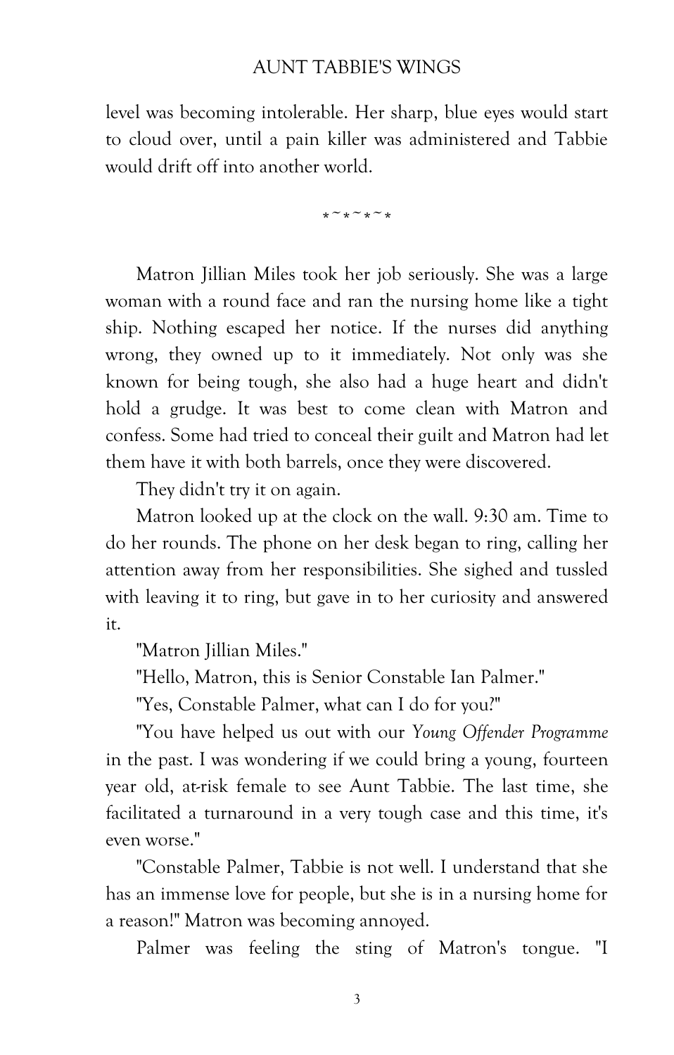level was becoming intolerable. Her sharp, blue eyes would start to cloud over, until a pain killer was administered and Tabbie would drift off into another world.

*~*~*~*

Matron Jillian Miles took her job seriously. She was a large woman with a round face and ran the nursing home like a tight ship. Nothing escaped her notice. If the nurses did anything wrong, they owned up to it immediately. Not only was she known for being tough, she also had a huge heart and didn't hold a grudge. It was best to come clean with Matron and confess. Some had tried to conceal their guilt and Matron had let them have it with both barrels, once they were discovered.

They didn't try it on again.

Matron looked up at the clock on the wall. 9:30 am. Time to do her rounds. The phone on her desk began to ring, calling her attention away from her responsibilities. She sighed and tussled with leaving it to ring, but gave in to her curiosity and answered it.

"Matron Jillian Miles."

"Hello, Matron, this is Senior Constable Ian Palmer."

"Yes, Constable Palmer, what can I do for you?"

"You have helped us out with our *Young Offender Programme* in the past. I was wondering if we could bring a young, fourteen year old, at-risk female to see Aunt Tabbie. The last time, she facilitated a turnaround in a very tough case and this time, it's even worse."

"Constable Palmer, Tabbie is not well. I understand that she has an immense love for people, but she is in a nursing home for a reason!" Matron was becoming annoyed.

Palmer was feeling the sting of Matron's tongue. "I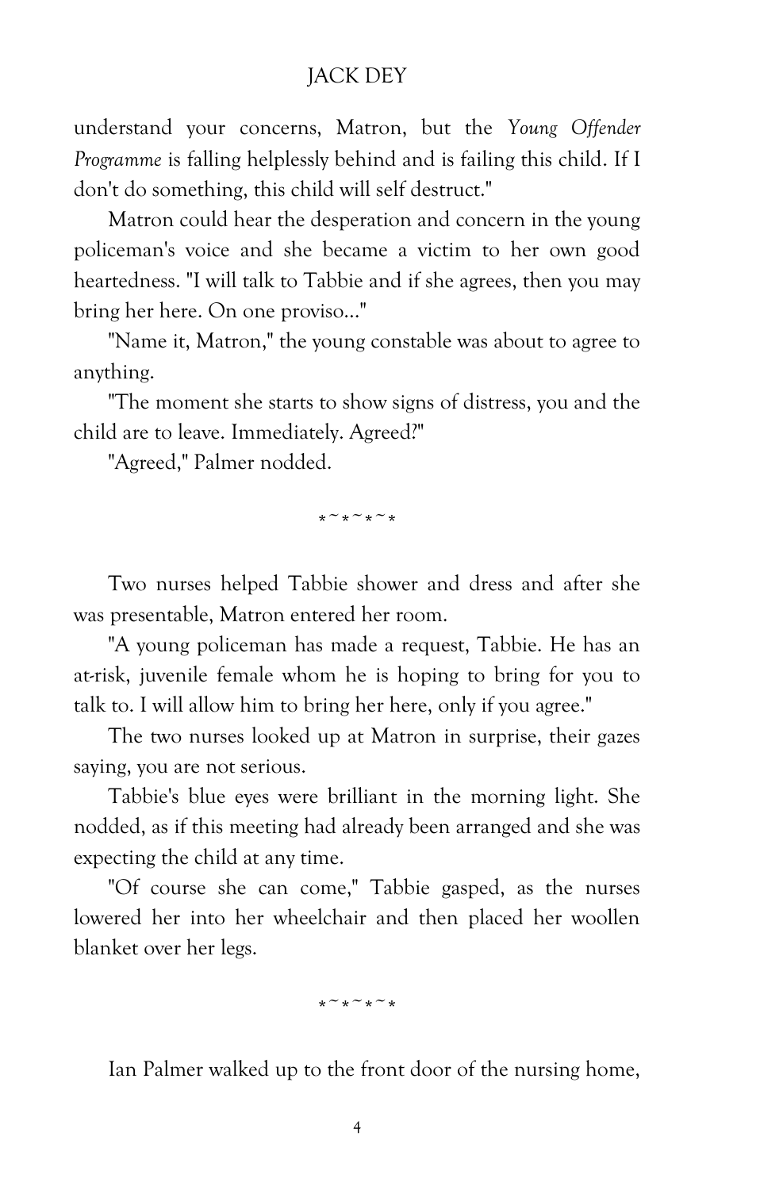understand your concerns, Matron, but the *Young Offender Programme* is falling helplessly behind and is failing this child. If I don't do something, this child will self destruct."

Matron could hear the desperation and concern in the young policeman's voice and she became a victim to her own good heartedness. "I will talk to Tabbie and if she agrees, then you may bring her here. On one proviso..."

"Name it, Matron," the young constable was about to agree to anything.

"The moment she starts to show signs of distress, you and the child are to leave. Immediately. Agreed?"

"Agreed," Palmer nodded.

*~*~*~*

Two nurses helped Tabbie shower and dress and after she was presentable, Matron entered her room.

"A young policeman has made a request, Tabbie. He has an at-risk, juvenile female whom he is hoping to bring for you to talk to. I will allow him to bring her here, only if you agree."

The two nurses looked up at Matron in surprise, their gazes saying, you are not serious.

Tabbie's blue eyes were brilliant in the morning light. She nodded, as if this meeting had already been arranged and she was expecting the child at any time.

"Of course she can come," Tabbie gasped, as the nurses lowered her into her wheelchair and then placed her woollen blanket over her legs.

*~*~*~*

Ian Palmer walked up to the front door of the nursing home,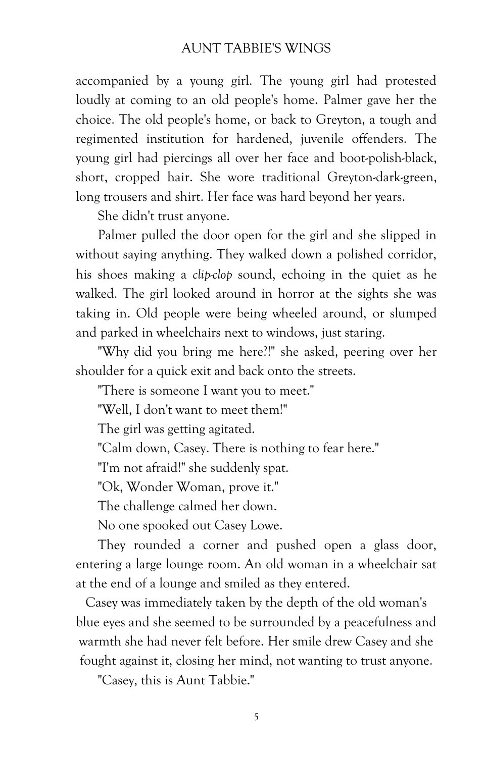accompanied by a young girl. The young girl had protested loudly at coming to an old people's home. Palmer gave her the choice. The old people's home, or back to Greyton, a tough and regimented institution for hardened, juvenile offenders. The young girl had piercings all over her face and boot-polish-black, short, cropped hair. She wore traditional Greyton-dark-green, long trousers and shirt. Her face was hard beyond her years.

She didn't trust anyone.

Palmer pulled the door open for the girl and she slipped in without saying anything. They walked down a polished corridor, his shoes making a *clip-clop* sound, echoing in the quiet as he walked. The girl looked around in horror at the sights she was taking in. Old people were being wheeled around, or slumped and parked in wheelchairs next to windows, just staring.

"Why did you bring me here?!" she asked, peering over her shoulder for a quick exit and back onto the streets.

"There is someone I want you to meet."

"Well, I don't want to meet them!"

The girl was getting agitated.

"Calm down, Casey. There is nothing to fear here."

"I'm not afraid!" she suddenly spat.

"Ok, Wonder Woman, prove it."

The challenge calmed her down.

No one spooked out Casey Lowe.

They rounded a corner and pushed open a glass door, entering a large lounge room. An old woman in a wheelchair sat at the end of a lounge and smiled as they entered.

Casey was immediately taken by the depth of the old woman's blue eyes and she seemed to be surrounded by a peacefulness and warmth she had never felt before. Her smile drew Casey and she fought against it, closing her mind, not wanting to trust anyone.

"Casey, this is Aunt Tabbie."